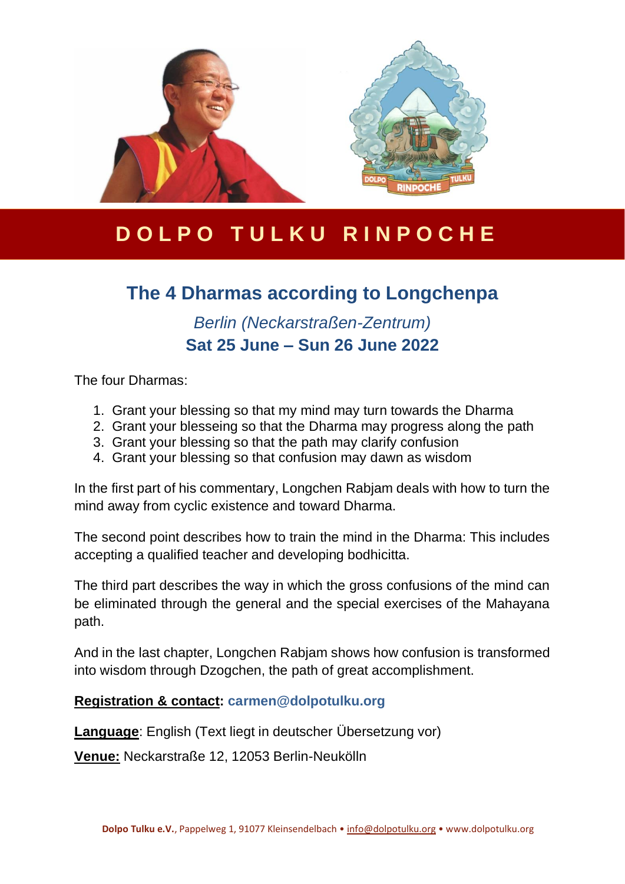# DOLPO TULKU RINPOCHE

## The 4 Dharmas according to Longchenpa

*Berlin (Neckarstraßen-Zentrum)*

**Sat 25 June – Sun 26 June 2022**

The four Dharmas:

1. Grant your blessing so that my mind may turn towards the Dharma
2. Grant your blesseing so that the Dharma may progress along the path
3. Grant your blessing so that the path may clarify confusion
4. Grant your blessing so that confusion may dawn as wisdom

In the first part of his commentary, Longchen Rabjam deals with how to turn the mind away from cyclic existence and toward Dharma.

The second point describes how to train the mind in the Dharma: This includes accepting a qualified teacher and developing bodhicitta.

The third part describes the way in which the gross confusions of the mind can be eliminated through the general and the special exercises of the Mahayana path.

And in the last chapter, Longchen Rabjam shows how confusion is transformed into wisdom through Dzogchen, the path of great accomplishment.

**Registration & contact: carmen@dolpotulku.org**

**Language**: English (Text liegt in deutscher Übersetzung vor)

**Venue:** Neckarstraße 12, 12053 Berlin-Neukölln

**Dolpo Tulku e.V.**, Pappelweg 1, 91077 Kleinsendelbach • info@dolpotulku.org • www.dolpotulku.org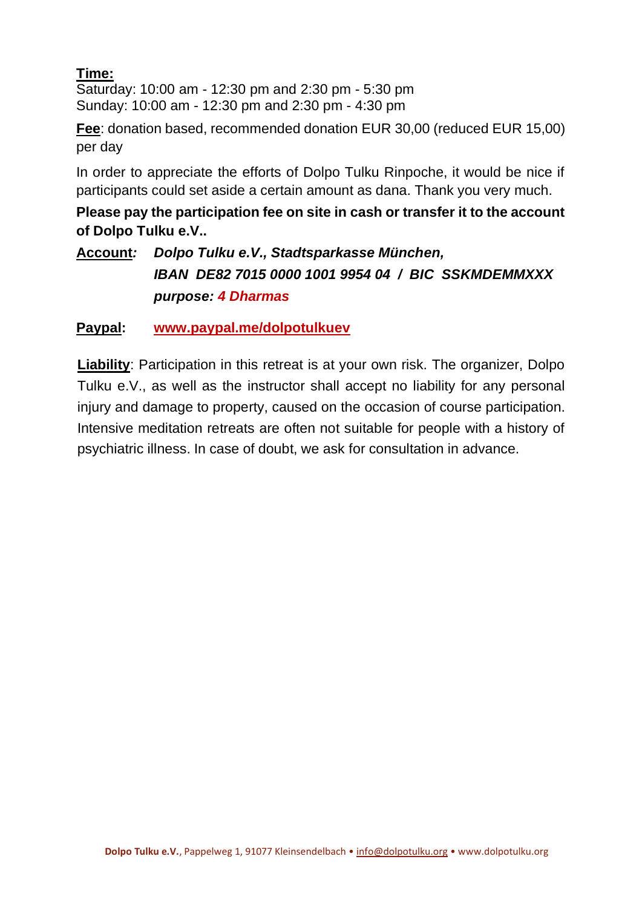**Time:**
Saturday: 10:00 am - 12:30 pm and 2:30 pm - 5:30 pm
Sunday: 10:00 am - 12:30 pm and 2:30 pm - 4:30 pm

**Fee**: donation based, recommended donation EUR 30,00 (reduced EUR 15,00) per day

In order to appreciate the efforts of Dolpo Tulku Rinpoche, it would be nice if participants could set aside a certain amount as dana. Thank you very much.

**Please pay the participation fee on site in cash or transfer it to the account of Dolpo Tulku e.V..**

**Account:** ***Dolpo Tulku e.V., Stadtsparkasse München,***
***IBAN DE82 7015 0000 1001 9954 04 / BIC SSKMDEMMXXX***
***purpose: 4 Dharmas***

**Paypal:** **www.paypal.me/dolpotulkuev**

**Liability**: Participation in this retreat is at your own risk. The organizer, Dolpo Tulku e.V., as well as the instructor shall accept no liability for any personal injury and damage to property, caused on the occasion of course participation. Intensive meditation retreats are often not suitable for people with a history of psychiatric illness. In case of doubt, we ask for consultation in advance.